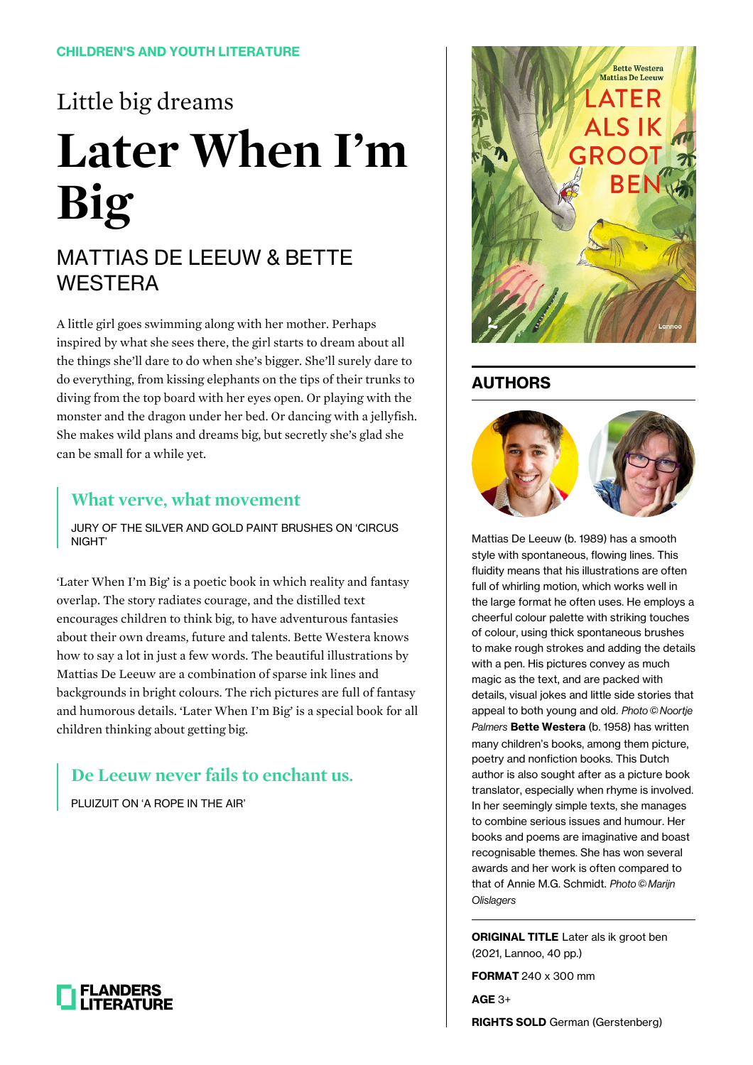CHILDREN'S AND YOUTH LITERATURE

Little big dreams

# Later When I'm Big

## MATTIAS DE LEEUW & BETTE WESTERA

A little girl goes swimming along with her mother. Perhaps inspired by what she sees there, the girl starts to dream about all the things she'll dare to do when she's bigger. She'll surely dare to do everything, from kissing elephants on the tips of their trunks to diving from the top board with her eyes open. Or playing with the monster and the dragon under her bed. Or dancing with a jellyfish. She makes wild plans and dreams big, but secretly she's glad she can be small for a while yet.

> **What verve, what movement**
>
> JURY OF THE SILVER AND GOLD PAINT BRUSHES ON 'CIRCUS NIGHT'

'Later When I'm Big' is a poetic book in which reality and fantasy overlap. The story radiates courage, and the distilled text encourages children to think big, to have adventurous fantasies about their own dreams, future and talents. Bette Westera knows how to say a lot in just a few words. The beautiful illustrations by Mattias De Leeuw are a combination of sparse ink lines and backgrounds in bright colours. The rich pictures are full of fantasy and humorous details. 'Later When I'm Big' is a special book for all children thinking about getting big.

> **De Leeuw never fails to enchant us.**
>
> PLUIZUIT ON 'A ROPE IN THE AIR'

FLANDERS LITERATURE

## AUTHORS

Mattias De Leeuw (b. 1989) has a smooth style with spontaneous, flowing lines. This fluidity means that his illustrations are often full of whirling motion, which works well in the large format he often uses. He employs a cheerful colour palette with striking touches of colour, using thick spontaneous brushes to make rough strokes and adding the details with a pen. His pictures convey as much magic as the text, and are packed with details, visual jokes and little side stories that appeal to both young and old. *Photo © Noortje Palmers* **Bette Westera** (b. 1958) has written many children's books, among them picture, poetry and nonfiction books. This Dutch author is also sought after as a picture book translator, especially when rhyme is involved. In her seemingly simple texts, she manages to combine serious issues and humour. Her books and poems are imaginative and boast recognisable themes. She has won several awards and her work is often compared to that of Annie M.G. Schmidt. *Photo © Marijn Olislagers*

**ORIGINAL TITLE** Later als ik groot ben (2021, Lannoo, 40 pp.)

**FORMAT** 240 x 300 mm

**AGE** 3+

**RIGHTS SOLD** German (Gerstenberg)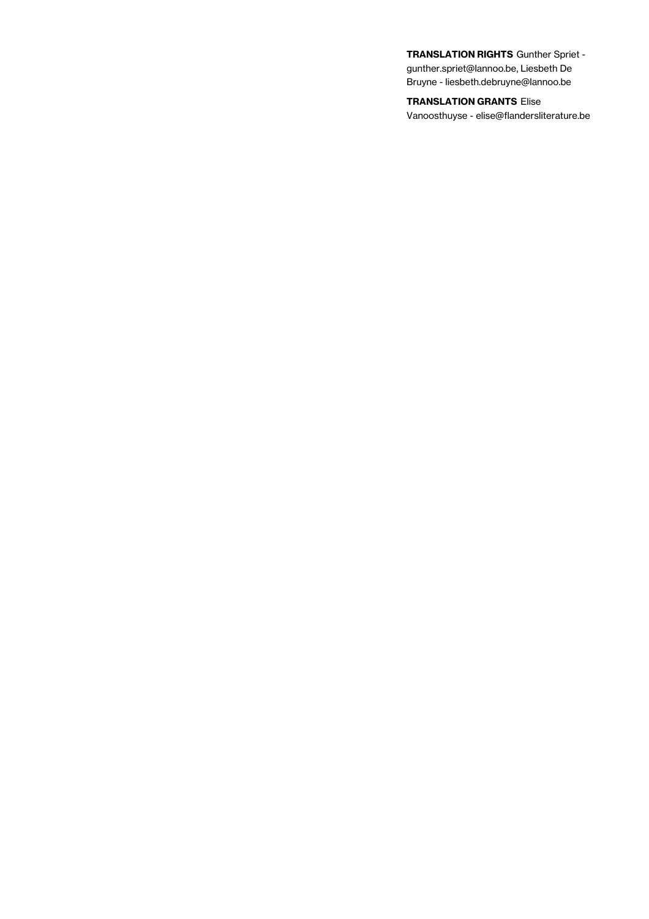**TRANSLATION RIGHTS** Gunther Spriet - gunther.spriet@lannoo.be, Liesbeth De Bruyne - liesbeth.debruyne@lannoo.be

**TRANSLATION GRANTS** Elise Vanoosthuyse - elise@flandersliterature.be